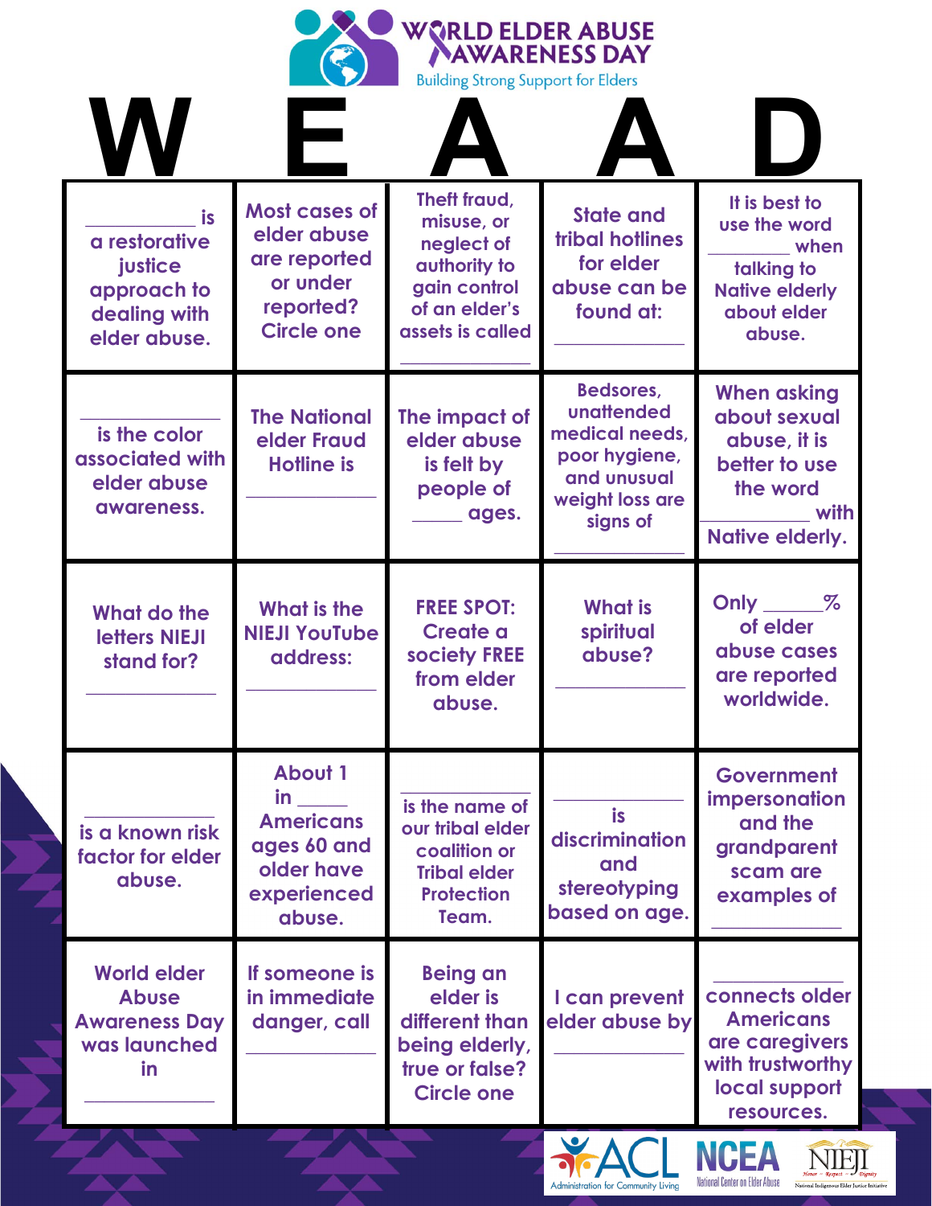# WORLD ELDER ABUSE AWARENESS DAY

Building Strong Support for Elders

| W | E | A | A | D |
| --- | --- | --- | --- | --- |
| ___________ is a restorative justice approach to dealing with elder abuse. | Most cases of elder abuse are reported or under reported? Circle one | Theft fraud, misuse, or neglect of authority to gain control of an elder's assets is called ___________ | State and tribal hotlines for elder abuse can be found at: ___________ | It is best to use the word ___________ when talking to Native elderly about elder abuse. |
| ___________ is the color associated with elder abuse awareness. | The National elder Fraud Hotline is ___________ | The impact of elder abuse is felt by people of _____ ages. | Bedsores, unattended medical needs, poor hygiene, and unusual weight loss are signs of ___________ | When asking about sexual abuse, it is better to use the word ___________ with Native elderly. |
| What do the letters NIEJI stand for? ___________ | What is the NIEJI YouTube address: ___________ | FREE SPOT: Create a society FREE from elder abuse. | What is spiritual abuse? ___________ | Only _____% of elder abuse cases are reported worldwide. |
| ___________ is a known risk factor for elder abuse. | About 1 in _____ Americans ages 60 and older have experienced abuse. | ___________ is the name of our tribal elder coalition or Tribal elder Protection Team. | ___________ is discrimination and stereotyping based on age. | Government impersonation and the grandparent scam are examples of ___________ |
| World elder Abuse Awareness Day was launched in ___________ | If someone is in immediate danger, call ___________ | Being an elder is different than being elderly, true or false? Circle one | I can prevent elder abuse by ___________ | ___________ connects older Americans are caregivers with trustworthy local support resources. |

ACL Administration for Community Living | NCEA National Center on Elder Abuse | NIEJI National Indigenous Elder Justice Initiative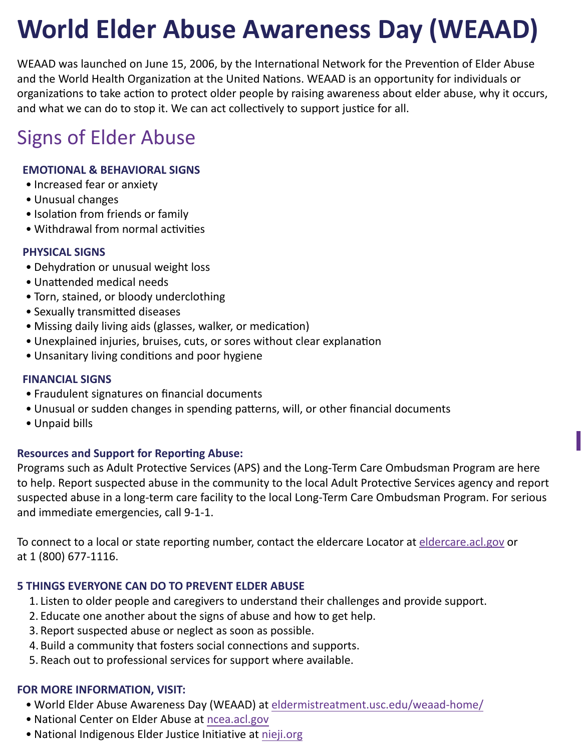# World Elder Abuse Awareness Day (WEAAD)

WEAAD was launched on June 15, 2006, by the International Network for the Prevention of Elder Abuse and the World Health Organization at the United Nations. WEAAD is an opportunity for individuals or organizations to take action to protect older people by raising awareness about elder abuse, why it occurs, and what we can do to stop it. We can act collectively to support justice for all.

## Signs of Elder Abuse

### EMOTIONAL & BEHAVIORAL SIGNS

- Increased fear or anxiety
- Unusual changes
- Isolation from friends or family
- Withdrawal from normal activities

### PHYSICAL SIGNS

- Dehydration or unusual weight loss
- Unattended medical needs
- Torn, stained, or bloody underclothing
- Sexually transmitted diseases
- Missing daily living aids (glasses, walker, or medication)
- Unexplained injuries, bruises, cuts, or sores without clear explanation
- Unsanitary living conditions and poor hygiene

### FINANCIAL SIGNS

- Fraudulent signatures on financial documents
- Unusual or sudden changes in spending patterns, will, or other financial documents
- Unpaid bills

**Resources and Support for Reporting Abuse:**

Programs such as Adult Protective Services (APS) and the Long-Term Care Ombudsman Program are here to help. Report suspected abuse in the community to the local Adult Protective Services agency and report suspected abuse in a long-term care facility to the local Long-Term Care Ombudsman Program. For serious and immediate emergencies, call 9-1-1.

To connect to a local or state reporting number, contact the eldercare Locator at eldercare.acl.gov or at 1 (800) 677-1116.

### 5 THINGS EVERYONE CAN DO TO PREVENT ELDER ABUSE

1. Listen to older people and caregivers to understand their challenges and provide support.
2. Educate one another about the signs of abuse and how to get help.
3. Report suspected abuse or neglect as soon as possible.
4. Build a community that fosters social connections and supports.
5. Reach out to professional services for support where available.

### FOR MORE INFORMATION, VISIT:

- World Elder Abuse Awareness Day (WEAAD) at eldermistreatment.usc.edu/weaad-home/
- National Center on Elder Abuse at ncea.acl.gov
- National Indigenous Elder Justice Initiative at nieji.org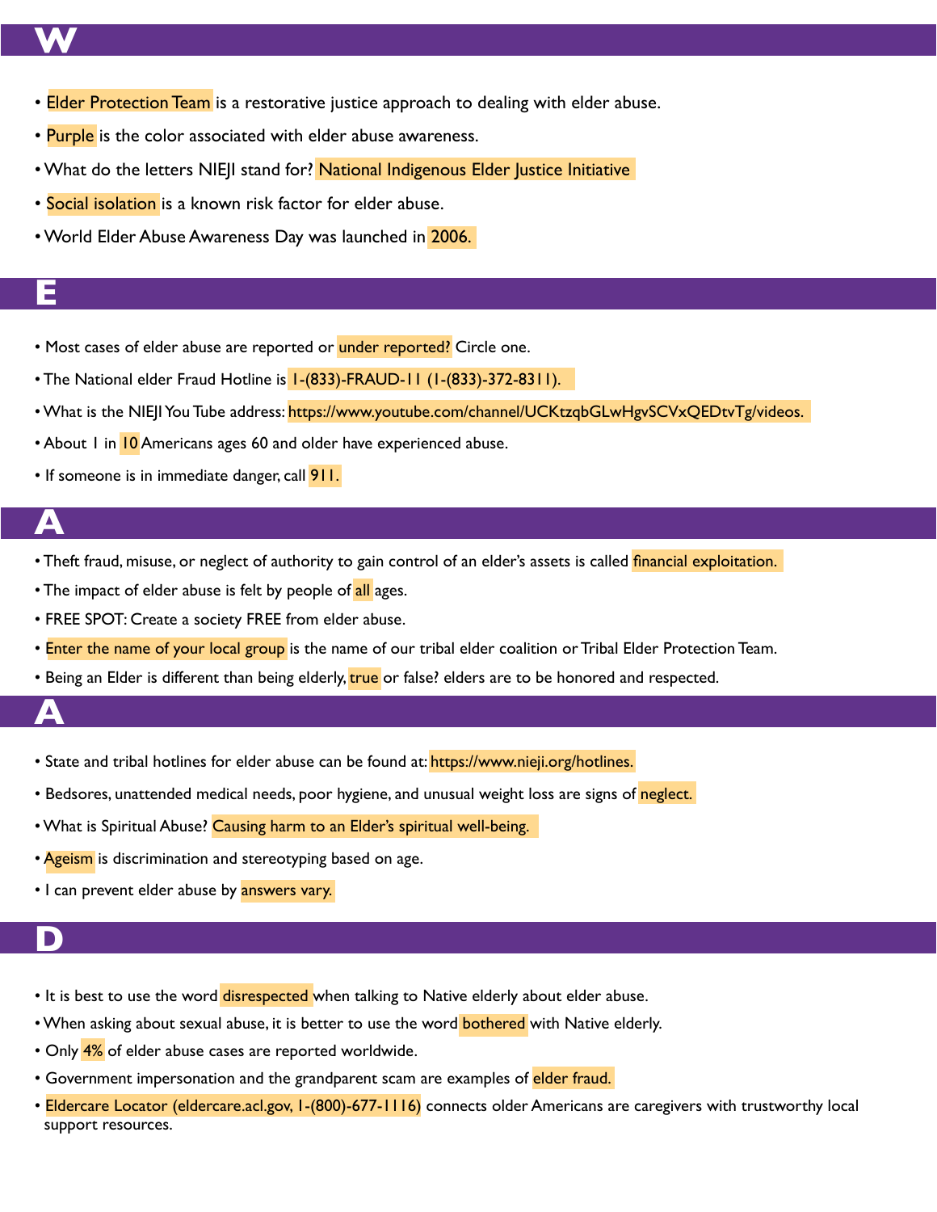## W

- Elder Protection Team is a restorative justice approach to dealing with elder abuse.
- Purple is the color associated with elder abuse awareness.
- What do the letters NIEJI stand for? National Indigenous Elder Justice Initiative
- Social isolation is a known risk factor for elder abuse.
- World Elder Abuse Awareness Day was launched in 2006.

## E

- Most cases of elder abuse are reported or under reported? Circle one.
- The National elder Fraud Hotline is 1-(833)-FRAUD-11 (1-(833)-372-8311).
- What is the NIEJI You Tube address: https://www.youtube.com/channel/UCKtzqbGLwHgvSCVxQEDtvTg/videos.
- About 1 in 10 Americans ages 60 and older have experienced abuse.
- If someone is in immediate danger, call 911.

## A

- Theft fraud, misuse, or neglect of authority to gain control of an elder's assets is called financial exploitation.
- The impact of elder abuse is felt by people of all ages.
- FREE SPOT: Create a society FREE from elder abuse.
- Enter the name of your local group is the name of our tribal elder coalition or Tribal Elder Protection Team.
- Being an Elder is different than being elderly, true or false? elders are to be honored and respected.

## A

- State and tribal hotlines for elder abuse can be found at: https://www.nieji.org/hotlines.
- Bedsores, unattended medical needs, poor hygiene, and unusual weight loss are signs of neglect.
- What is Spiritual Abuse? Causing harm to an Elder's spiritual well-being.
- Ageism is discrimination and stereotyping based on age.
- I can prevent elder abuse by answers vary.

## D

- It is best to use the word disrespected when talking to Native elderly about elder abuse.
- When asking about sexual abuse, it is better to use the word bothered with Native elderly.
- Only 4% of elder abuse cases are reported worldwide.
- Government impersonation and the grandparent scam are examples of elder fraud.
- Eldercare Locator (eldercare.acl.gov, 1-(800)-677-1116) connects older Americans are caregivers with trustworthy local support resources.